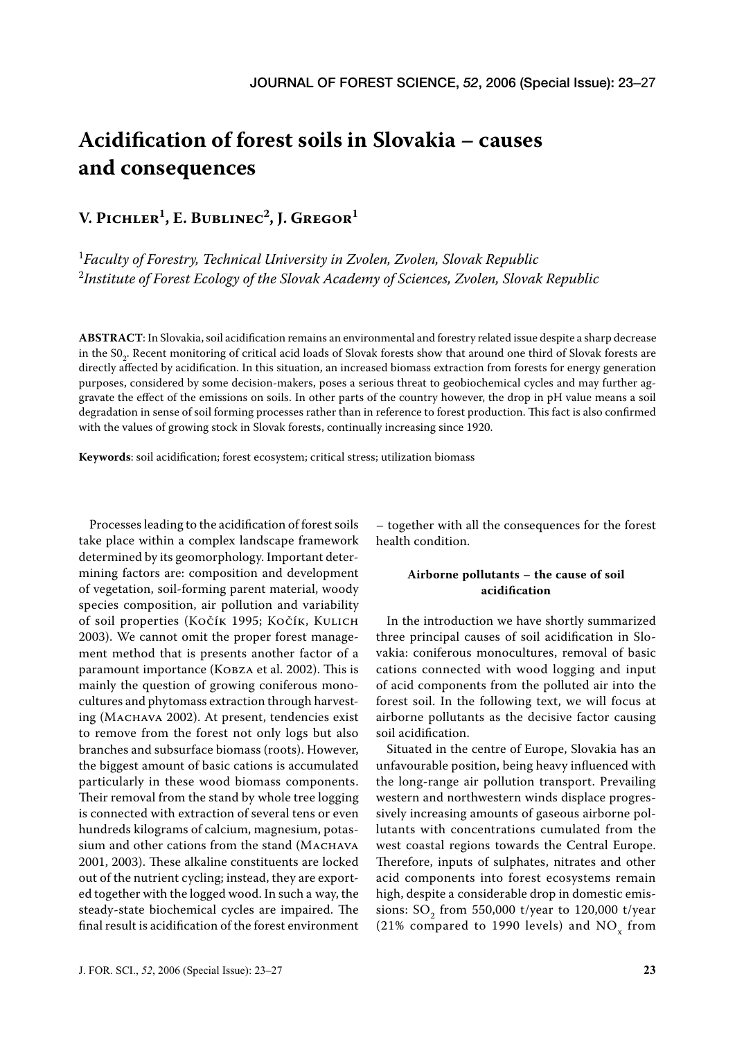# Acidification of forest soils in Slovakia – causes and consequences

## V. Pichler[1], E. Bublinec[2], J. Gregor[1]

[1]*Faculty of Forestry, Technical University in Zvolen, Zvolen, Slovak Republic*
[2]*Institute of Forest Ecology of the Slovak Academy of Sciences, Zvolen, Slovak Republic*

**ABSTRACT**: In Slovakia, soil acidification remains an environmental and forestry related issue despite a sharp decrease in the $S0_2$. Recent monitoring of critical acid loads of Slovak forests show that around one third of Slovak forests are directly affected by acidification. In this situation, an increased biomass extraction from forests for energy generation purposes, considered by some decision-makers, poses a serious threat to geobiochemical cycles and may further aggravate the effect of the emissions on soils. In other parts of the country however, the drop in pH value means a soil degradation in sense of soil forming processes rather than in reference to forest production. This fact is also confirmed with the values of growing stock in Slovak forests, continually increasing since 1920.

**Keywords**: soil acidification; forest ecosystem; critical stress; utilization biomass

Processes leading to the acidification of forest soils take place within a complex landscape framework determined by its geomorphology. Important determining factors are: composition and development of vegetation, soil-forming parent material, woody species composition, air pollution and variability of soil properties (Kočík 1995; Kočík, Kulich 2003). We cannot omit the proper forest management method that is presents another factor of a paramount importance (Kobza et al. 2002). This is mainly the question of growing coniferous monocultures and phytomass extraction through harvesting (Machava 2002). At present, tendencies exist to remove from the forest not only logs but also branches and subsurface biomass (roots). However, the biggest amount of basic cations is accumulated particularly in these wood biomass components. Their removal from the stand by whole tree logging is connected with extraction of several tens or even hundreds kilograms of calcium, magnesium, potassium and other cations from the stand (Machava 2001, 2003). These alkaline constituents are locked out of the nutrient cycling; instead, they are exported together with the logged wood. In such a way, the steady-state biochemical cycles are impaired. The final result is acidification of the forest environment – together with all the consequences for the forest health condition.

### Airborne pollutants – the cause of soil acidification

In the introduction we have shortly summarized three principal causes of soil acidification in Slovakia: coniferous monocultures, removal of basic cations connected with wood logging and input of acid components from the polluted air into the forest soil. In the following text, we will focus at airborne pollutants as the decisive factor causing soil acidification.

Situated in the centre of Europe, Slovakia has an unfavourable position, being heavy influenced with the long-range air pollution transport. Prevailing western and northwestern winds displace progressively increasing amounts of gaseous airborne pollutants with concentrations cumulated from the west coastal regions towards the Central Europe. Therefore, inputs of sulphates, nitrates and other acid components into forest ecosystems remain high, despite a considerable drop in domestic emissions: $SO_2$ from 550,000 t/year to 120,000 t/year (21% compared to 1990 levels) and $NO_x$ from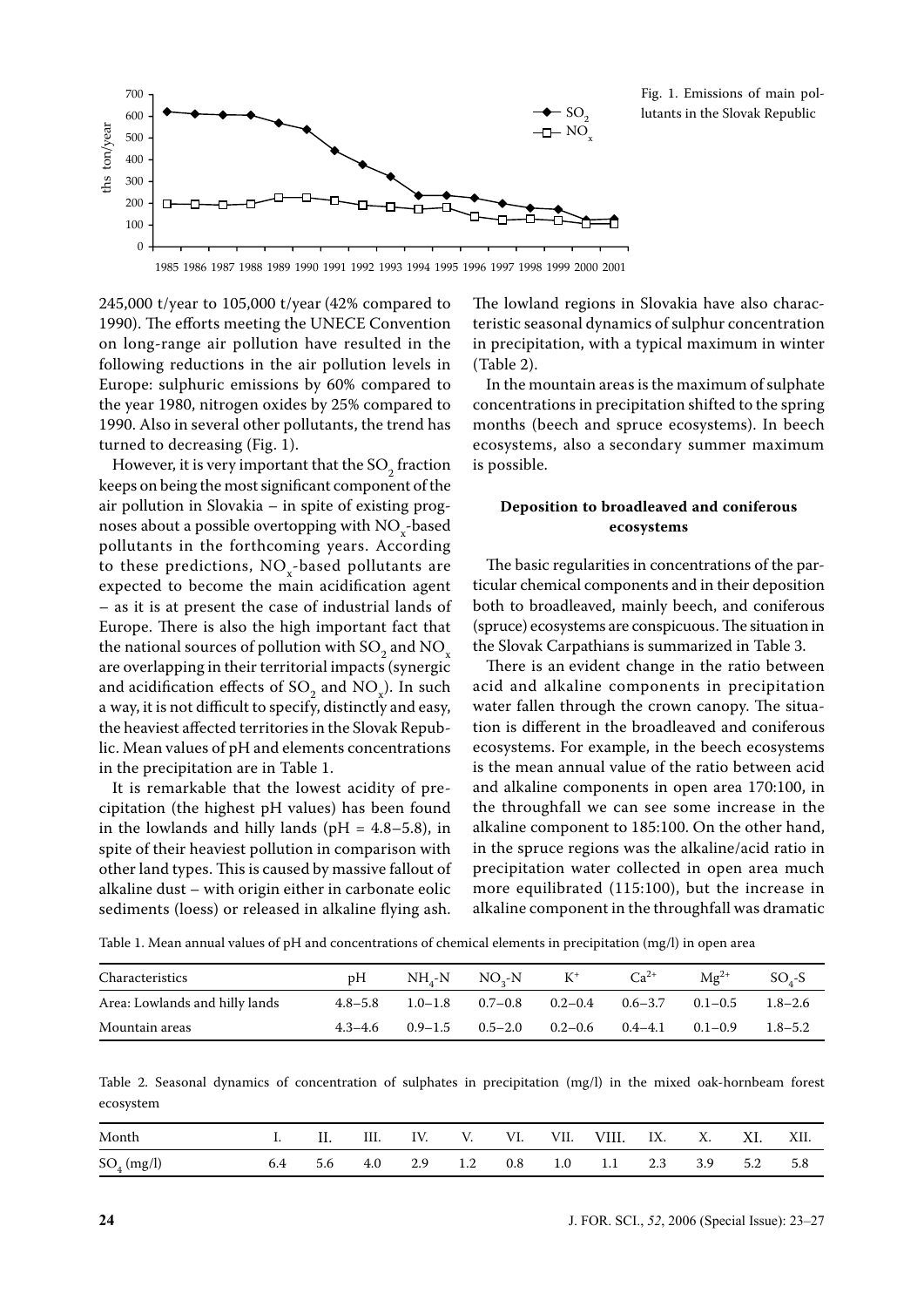Fig. 1. Emissions of main pollutants in the Slovak Republic

245,000 t/year to 105,000 t/year (42% compared to 1990). The efforts meeting the UNECE Convention on long-range air pollution have resulted in the following reductions in the air pollution levels in Europe: sulphuric emissions by 60% compared to the year 1980, nitrogen oxides by 25% compared to 1990. Also in several other pollutants, the trend has turned to decreasing (Fig. 1).

However, it is very important that the $SO_2$ fraction keeps on being the most significant component of the air pollution in Slovakia – in spite of existing prognoses about a possible overtopping with $NO_x$-based pollutants in the forthcoming years. According to these predictions, $NO_x$-based pollutants are expected to become the main acidification agent – as it is at present the case of industrial lands of Europe. There is also the high important fact that the national sources of pollution with $SO_2$ and $NO_x$ are overlapping in their territorial impacts (synergic and acidification effects of $SO_2$ and $NO_x$). In such a way, it is not difficult to specify, distinctly and easy, the heaviest affected territories in the Slovak Republic. Mean values of pH and elements concentrations in the precipitation are in Table 1.

It is remarkable that the lowest acidity of precipitation (the highest pH values) has been found in the lowlands and hilly lands (pH = 4.8–5.8), in spite of their heaviest pollution in comparison with other land types. This is caused by massive fallout of alkaline dust – with origin either in carbonate eolic sediments (loess) or released in alkaline flying ash.

The lowland regions in Slovakia have also characteristic seasonal dynamics of sulphur concentration in precipitation, with a typical maximum in winter (Table 2).

In the mountain areas is the maximum of sulphate concentrations in precipitation shifted to the spring months (beech and spruce ecosystems). In beech ecosystems, also a secondary summer maximum is possible.

### Deposition to broadleaved and coniferous ecosystems

The basic regularities in concentrations of the particular chemical components and in their deposition both to broadleaved, mainly beech, and coniferous (spruce) ecosystems are conspicuous. The situation in the Slovak Carpathians is summarized in Table 3.

There is an evident change in the ratio between acid and alkaline components in precipitation water fallen through the crown canopy. The situation is different in the broadleaved and coniferous ecosystems. For example, in the beech ecosystems is the mean annual value of the ratio between acid and alkaline components in open area 170:100, in the throughfall we can see some increase in the alkaline component to 185:100. On the other hand, in the spruce regions was the alkaline/acid ratio in precipitation water collected in open area much more equilibrated (115:100), but the increase in alkaline component in the throughfall was dramatic

Table 1. Mean annual values of pH and concentrations of chemical elements in precipitation (mg/l) in open area

| Characteristics | pH | $NH_4$-N | $NO_3$-N | $K^+$ | $Ca^{2+}$ | $Mg^{2+}$ | $SO_4$-S |
|---|---|---|---|---|---|---|---|
| Area: Lowlands and hilly lands | 4.8–5.8 | 1.0–1.8 | 0.7–0.8 | 0.2–0.4 | 0.6–3.7 | 0.1–0.5 | 1.8–2.6 |
| Mountain areas | 4.3–4.6 | 0.9–1.5 | 0.5–2.0 | 0.2–0.6 | 0.4–4.1 | 0.1–0.9 | 1.8–5.2 |

Table 2. Seasonal dynamics of concentration of sulphates in precipitation (mg/l) in the mixed oak-hornbeam forest ecosystem

| Month | I. | II. | III. | IV. | V. | VI. | VII. | VIII. | IX. | X. | XI. | XII. |
|---|---|---|---|---|---|---|---|---|---|---|---|---|
| $SO_4$ (mg/l) | 6.4 | 5.6 | 4.0 | 2.9 | 1.2 | 0.8 | 1.0 | 1.1 | 2.3 | 3.9 | 5.2 | 5.8 |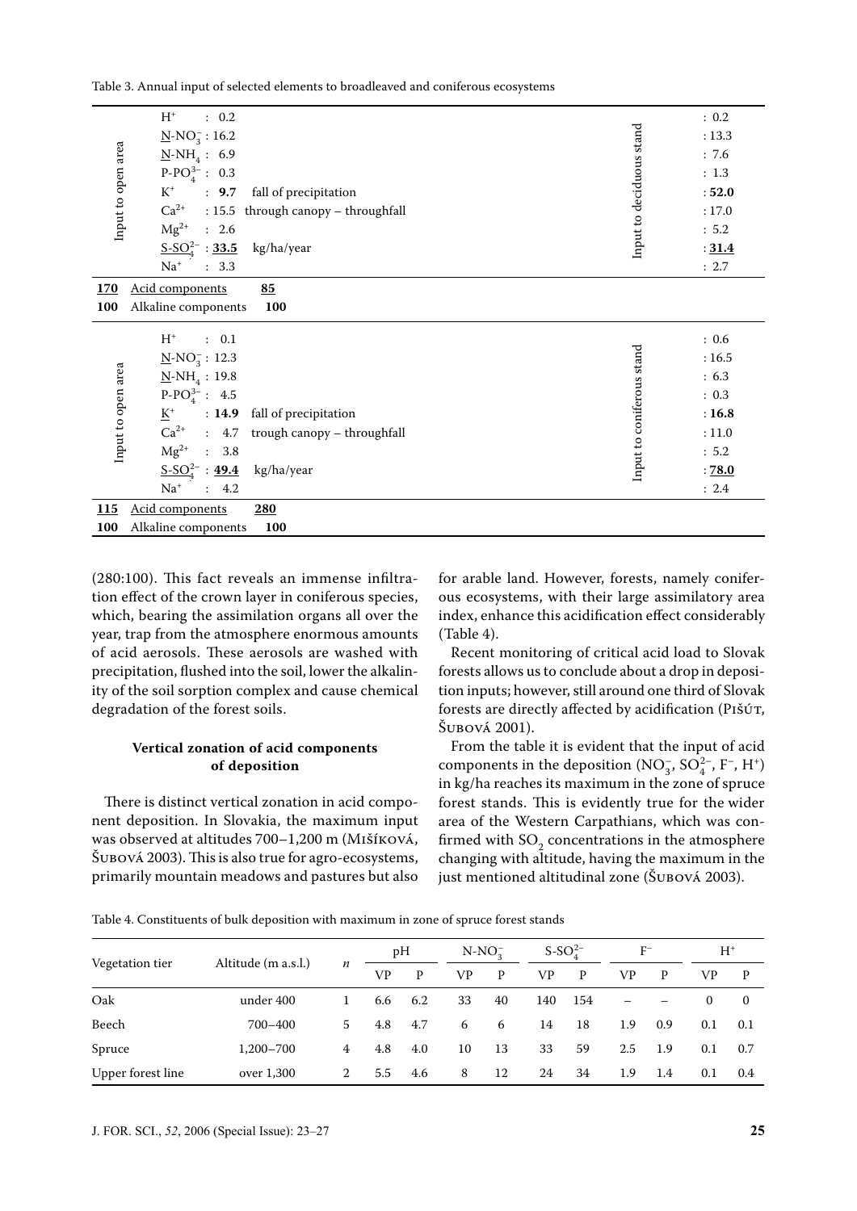Table 3. Annual input of selected elements to broadleaved and coniferous ecosystems

| Input to open area | | | Input to deciduous stand |
|---|---|---|---|
| $H^+$ | : 0.2 | | : 0.2 |
| $\underline{N}$-$NO_3^-$ | : 16.2 | | : 13.3 |
| $\underline{N}$-$NH_4$ | : 6.9 | | : 7.6 |
| $P$-$PO_4^{3-}$ | : 0.3 | | : 1.3 |
| $K^+$ | : **9.7** | fall of precipitation | : **52.0** |
| $Ca^{2+}$ | : 15.5 | through canopy – throughfall | : 17.0 |
| $Mg^{2+}$ | : 2.6 | | : 5.2 |
| $\underline{S\text{-}SO_4^{2-}}$ | : **<u>33.5</u>** | kg/ha/year | : **<u>31.4</u>** |
| $Na^+$ | : 3.3 | | : 2.7 |
| **<u>170</u>** | <u>Acid components</u> | **<u>85</u>** | |
| **100** | Alkaline components | **100** | |

| Input to open area | | | Input to coniferous stand |
|---|---|---|---|
| $H^+$ | : 0.1 | | : 0.6 |
| $\underline{N}$-$NO_3^-$ | : 12.3 | | : 16.5 |
| $\underline{N}$-$NH_4$ | : 19.8 | | : 6.3 |
| $P$-$PO_4^{3-}$ | : 4.5 | | : 0.3 |
| $\underline{K}^+$ | : **14.9** | fall of precipitation | : **16.8** |
| $Ca^{2+}$ | : 4.7 | trough canopy – throughfall | : 11.0 |
| $Mg^{2+}$ | : 3.8 | | : 5.2 |
| $\underline{S\text{-}SO_4^{2-}}$ | : **<u>49.4</u>** | kg/ha/year | : **<u>78.0</u>** |
| $Na^+$ | : 4.2 | | : 2.4 |
| **<u>115</u>** | <u>Acid components</u> | **<u>280</u>** | |
| **100** | Alkaline components | **100** | |

(280:100). This fact reveals an immense infiltration effect of the crown layer in coniferous species, which, bearing the assimilation organs all over the year, trap from the atmosphere enormous amounts of acid aerosols. These aerosols are washed with precipitation, flushed into the soil, lower the alkalinity of the soil sorption complex and cause chemical degradation of the forest soils.

### Vertical zonation of acid components of deposition

There is distinct vertical zonation in acid component deposition. In Slovakia, the maximum input was observed at altitudes 700–1,200 m (Mišíková, Šubová 2003). This is also true for agro-ecosystems, primarily mountain meadows and pastures but also for arable land. However, forests, namely coniferous ecosystems, with their large assimilatory area index, enhance this acidification effect considerably (Table 4).

Recent monitoring of critical acid load to Slovak forests allows us to conclude about a drop in deposition inputs; however, still around one third of Slovak forests are directly affected by acidification (Pišút, Šubová 2001).

From the table it is evident that the input of acid components in the deposition ($NO_3^-$, $SO_4^{2-}$, $F^-$, $H^+$) in kg/ha reaches its maximum in the zone of spruce forest stands. This is evidently true for the wider area of the Western Carpathians, which was confirmed with $SO_2$ concentrations in the atmosphere changing with altitude, having the maximum in the just mentioned altitudinal zone (Šubová 2003).

Table 4. Constituents of bulk deposition with maximum in zone of spruce forest stands

| Vegetation tier | Altitude (m a.s.l.) | *n* | pH | | $N$-$NO_3^-$ | | $S$-$SO_4^{2-}$ | | $F^-$ | | $H^+$ | |
|---|---|---|---|---|---|---|---|---|---|---|---|---|
| | | | VP | P | VP | P | VP | P | VP | P | VP | P |
| Oak | under 400 | 1 | 6.6 | 6.2 | 33 | 40 | 140 | 154 | – | – | 0 | 0 |
| Beech | 700–400 | 5 | 4.8 | 4.7 | 6 | 6 | 14 | 18 | 1.9 | 0.9 | 0.1 | 0.1 |
| Spruce | 1,200–700 | 4 | 4.8 | 4.0 | 10 | 13 | 33 | 59 | 2.5 | 1.9 | 0.1 | 0.7 |
| Upper forest line | over 1,300 | 2 | 5.5 | 4.6 | 8 | 12 | 24 | 34 | 1.9 | 1.4 | 0.1 | 0.4 |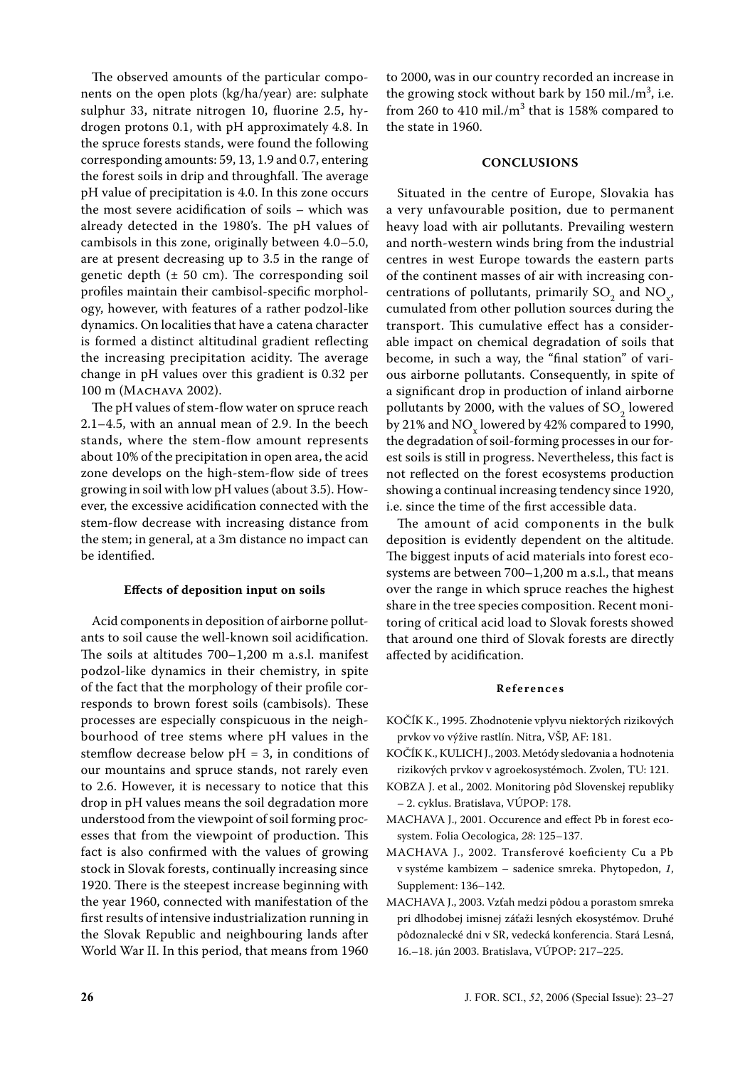The observed amounts of the particular components on the open plots (kg/ha/year) are: sulphate sulphur 33, nitrate nitrogen 10, fluorine 2.5, hydrogen protons 0.1, with pH approximately 4.8. In the spruce forests stands, were found the following corresponding amounts: 59, 13, 1.9 and 0.7, entering the forest soils in drip and throughfall. The average pH value of precipitation is 4.0. In this zone occurs the most severe acidification of soils – which was already detected in the 1980's. The pH values of cambisols in this zone, originally between 4.0–5.0, are at present decreasing up to 3.5 in the range of genetic depth (± 50 cm). The corresponding soil profiles maintain their cambisol-specific morphology, however, with features of a rather podzol-like dynamics. On localities that have a catena character is formed a distinct altitudinal gradient reflecting the increasing precipitation acidity. The average change in pH values over this gradient is 0.32 per 100 m (Machava 2002).

The pH values of stem-flow water on spruce reach 2.1–4.5, with an annual mean of 2.9. In the beech stands, where the stem-flow amount represents about 10% of the precipitation in open area, the acid zone develops on the high-stem-flow side of trees growing in soil with low pH values (about 3.5). However, the excessive acidification connected with the stem-flow decrease with increasing distance from the stem; in general, at a 3m distance no impact can be identified.

### Effects of deposition input on soils

Acid components in deposition of airborne pollutants to soil cause the well-known soil acidification. The soils at altitudes 700–1,200 m a.s.l. manifest podzol-like dynamics in their chemistry, in spite of the fact that the morphology of their profile corresponds to brown forest soils (cambisols). These processes are especially conspicuous in the neighbourhood of tree stems where pH values in the stemflow decrease below pH = 3, in conditions of our mountains and spruce stands, not rarely even to 2.6. However, it is necessary to notice that this drop in pH values means the soil degradation more understood from the viewpoint of soil forming processes that from the viewpoint of production. This fact is also confirmed with the values of growing stock in Slovak forests, continually increasing since 1920. There is the steepest increase beginning with the year 1960, connected with manifestation of the first results of intensive industrialization running in the Slovak Republic and neighbouring lands after World War II. In this period, that means from 1960 to 2000, was in our country recorded an increase in the growing stock without bark by 150 mil./$m^3$, i.e. from 260 to 410 mil./$m^3$ that is 158% compared to the state in 1960.

## CONCLUSIONS

Situated in the centre of Europe, Slovakia has a very unfavourable position, due to permanent heavy load with air pollutants. Prevailing western and north-western winds bring from the industrial centres in west Europe towards the eastern parts of the continent masses of air with increasing concentrations of pollutants, primarily $SO_2$ and $NO_x$, cumulated from other pollution sources during the transport. This cumulative effect has a considerable impact on chemical degradation of soils that become, in such a way, the "final station" of various airborne pollutants. Consequently, in spite of a significant drop in production of inland airborne pollutants by 2000, with the values of $SO_2$ lowered by 21% and $NO_x$ lowered by 42% compared to 1990, the degradation of soil-forming processes in our forest soils is still in progress. Nevertheless, this fact is not reflected on the forest ecosystems production showing a continual increasing tendency since 1920, i.e. since the time of the first accessible data.

The amount of acid components in the bulk deposition is evidently dependent on the altitude. The biggest inputs of acid materials into forest ecosystems are between 700–1,200 m a.s.l., that means over the range in which spruce reaches the highest share in the tree species composition. Recent monitoring of critical acid load to Slovak forests showed that around one third of Slovak forests are directly affected by acidification.

## References

KOČÍK K., 1995. Zhodnotenie vplyvu niektorých rizikových prvkov vo výžive rastlín. Nitra, VŠP, AF: 181.

KOČÍK K., KULICH J., 2003. Metódy sledovania a hodnotenia rizikových prvkov v agroekosystémoch. Zvolen, TU: 121.

KOBZA J. et al., 2002. Monitoring pôd Slovenskej republiky – 2. cyklus. Bratislava, VÚPOP: 178.

MACHAVA J., 2001. Occurence and effect Pb in forest ecosystem. Folia Oecologica, *28*: 125–137.

MACHAVA J., 2002. Transferové koeficienty Cu a Pb v systéme kambizem – sadenice smreka. Phytopedon, *1*, Supplement: 136–142.

MACHAVA J., 2003. Vzťah medzi pôdou a porastom smreka pri dlhodobej imisnej záťaži lesných ekosystémov. Druhé pôdoznalecké dni v SR, vedecká konferencia. Stará Lesná, 16.–18. jún 2003. Bratislava, VÚPOP: 217–225.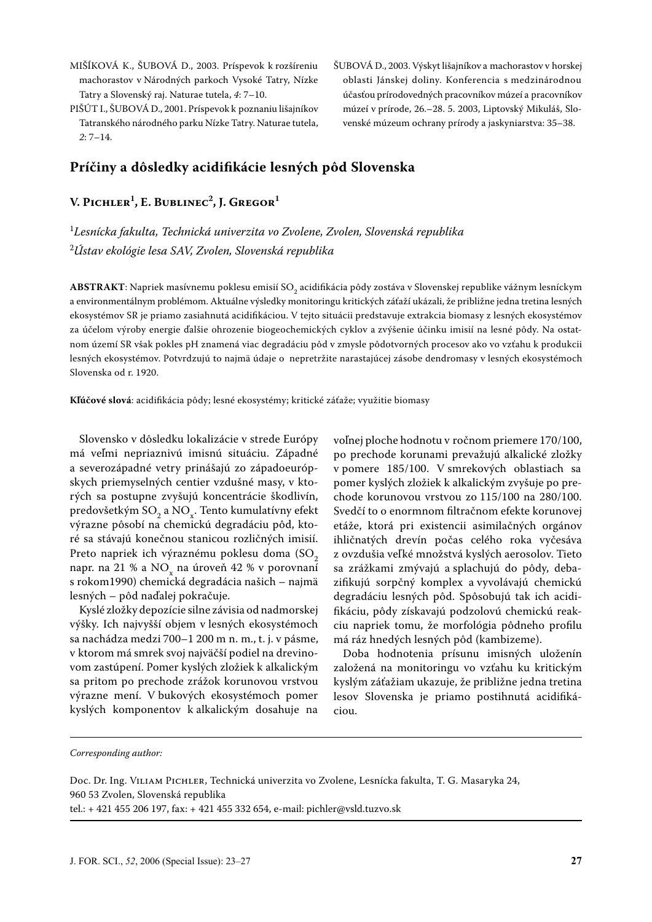MIŠÍKOVÁ K., ŠUBOVÁ D., 2003. Príspevok k rozšíreniu machorastov v Národných parkoch Vysoké Tatry, Nízke Tatry a Slovenský raj. Naturae tutela, *4*: 7–10.

PIŠÚT I., ŠUBOVÁ D., 2001. Príspevok k poznaniu lišajníkov Tatranského národného parku Nízke Tatry. Naturae tutela, *2*: 7–14.

ŠUBOVÁ D., 2003. Výskyt lišajníkov a machorastov v horskej oblasti Jánskej doliny. Konferencia s medzinárodnou účasťou prírodovedných pracovníkov múzeí a pracovníkov múzeí v prírode, 26.–28. 5. 2003, Liptovský Mikuláš, Slovenské múzeum ochrany prírody a jaskyniarstva: 35–38.

## Príčiny a dôsledky acidifikácie lesných pôd Slovenska

**V. Pichler[1], E. Bublinec[2], J. Gregor[1]**

[1]*Lesnícka fakulta, Technická univerzita vo Zvolene, Zvolen, Slovenská republika*
[2]*Ústav ekológie lesa SAV, Zvolen, Slovenská republika*

**ABSTRAKT**: Napriek masívnemu poklesu emisií $SO_2$ acidifikácia pôdy zostáva v Slovenskej republike vážnym lesníckym a environmentálnym problémom. Aktuálne výsledky monitoringu kritických záťaží ukázali, že približne jedna tretina lesných ekosystémov SR je priamo zasiahnutá rozličnou acidifikáciou. V tejto situácii predstavuje extrakcia biomasy z lesných ekosystémov za účelom výroby energie ďalšie ohrozenie biogeochemických cyklov a zvýšenie účinku imisií na lesné pôdy. Na ostatnom území SR však pokles pH znamená viac degradáciu pôd v zmysle pôdotvorných procesov ako vo vzťahu k produkcii lesných ekosystémov. Potvrdzujú to najmä údaje o nepretržite narastajúcej zásobe dendromasy v lesných ekosystémoch Slovenska od r. 1920.

**Kľúčové slová**: acidifikácia pôdy; lesné ekosystémy; kritické záťaže; využitie biomasy

Slovensko v dôsledku lokalizácie v strede Európy má veľmi nepriaznivú imisnú situáciu. Západné a severozápadné vetry prinášajú zo západoeurópskych priemyselných centier vzdušné masy, v ktorých sa postupne zvyšujú koncentrácie škodlivín, predovšetkým $SO_2$ a $NO_x$. Tento kumulatívny efekt výrazne pôsobí na chemickú degradáciu pôd, ktoré sa stávajú konečnou stanicou rozličných imisií. Preto napriek ich výraznému poklesu doma ($SO_2$ napr. na 21 % a $NO_x$ na úroveň 42 % v porovnaní s rokom1990) chemická degradácia našich – najmä lesných – pôd naďalej pokračuje.

Kyslé zložky depozície silne závisia od nadmorskej výšky. Ich najvyšší objem v lesných ekosystémoch sa nachádza medzi 700–1 200 m n. m., t. j. v pásme, v ktorom má smrek svoj najväčší podiel na drevinovom zastúpení. Pomer kyslých zložiek k alkalickým sa pritom po prechode zrážok korunovou vrstvou výrazne mení. V bukových ekosystémoch pomer kyslých komponentov k alkalickým dosahuje na voľnej ploche hodnotu v ročnom priemere 170/100, po prechode korunami prevažujú alkalické zložky v pomere 185/100. V smrekových oblastiach sa pomer kyslých zložiek k alkalickým zvyšuje po prechode korunovou vrstvou zo 115/100 na 280/100. Svedčí to o enormnom filtračnom efekte korunovej etáže, ktorá pri existencii asimilačných orgánov ihličnatých drevín počas celého roka vyčesáva z ovzdušia veľké množstvá kyslých aerosolov. Tieto sa zrážkami zmývajú a splachujú do pôdy, debazifikujú sorpčný komplex a vyvolávajú chemickú degradáciu lesných pôd. Spôsobujú tak ich acidifikáciu, pôdy získavajú podzolovú chemickú reakciu napriek tomu, že morfológia pôdneho profilu má ráz hnedých lesných pôd (kambizeme).

Doba hodnotenia prísunu imisných uložení založená na monitoringu vo vzťahu ku kritickým kyslým záťažiam ukazuje, že približne jedna tretina lesov Slovenska je priamo postihnutá acidifikáciou.

*Corresponding author:*

Doc. Dr. Ing. Viliam Pichler, Technická univerzita vo Zvolene, Lesnícka fakulta, T. G. Masaryka 24, 960 53 Zvolen, Slovenská republika
tel.: + 421 455 206 197, fax: + 421 455 332 654, e-mail: pichler@vsld.tuzvo.sk